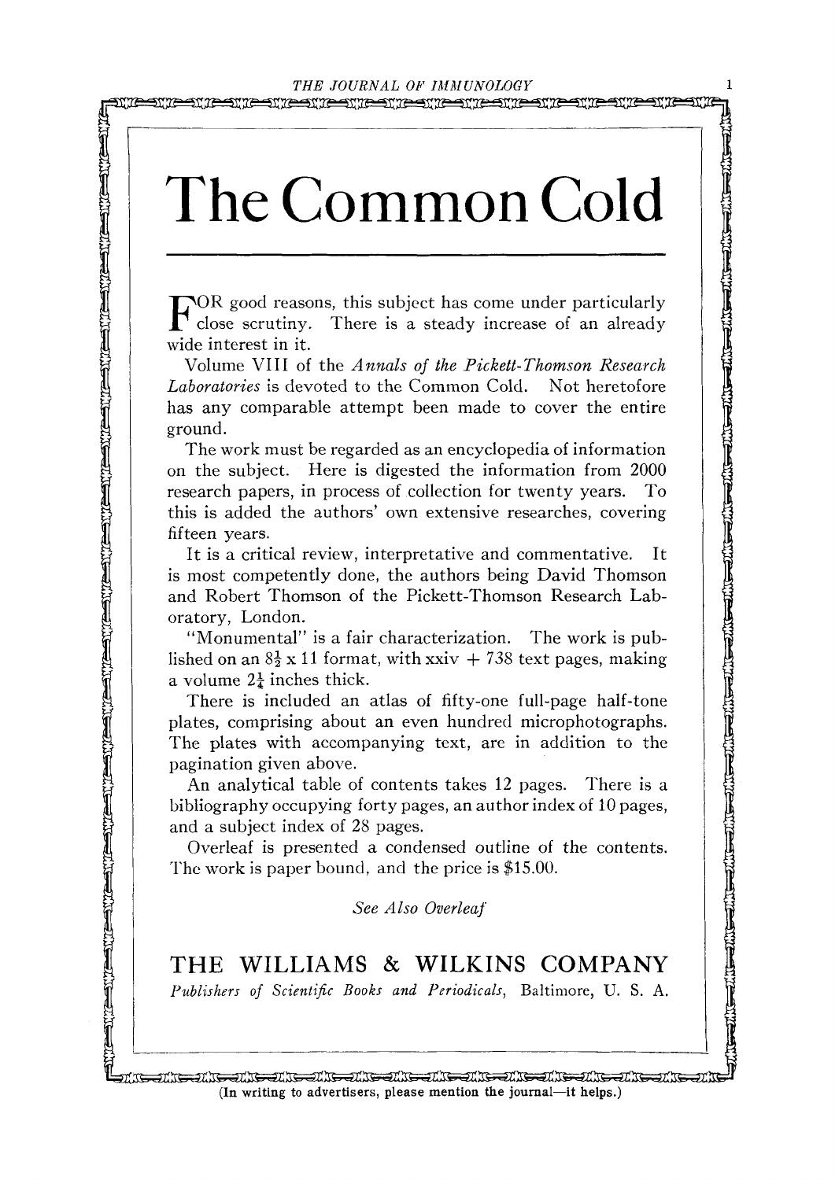# The Common Cold

FOR good reasons, this subject has come under particularly close scrutiny. There is a steady increase of an already wide interest in it.

Volume VIII of the *Annals of the Pickett-Thomson Research Laboratories* is devoted to the Common Cold. Not heretofore has any comparable attempt been made to cover the entire ground.

The work must be regarded as an encyclopedia of information on the subject. Here is digested the information from 2000 research papers, in process of collection for twenty years. To this is added the authors' own extensive researches, covering fifteen years.

It is a critical review, interpretative and commentative. It is most competently done, the authors being David Thomson and Robert Thomson of the Pickett-Thomson Research Laboratory, London.

"Monumental" is a fair characterization. The work is published on an $8\frac{1}{2}$ x 11 format, with xxiv + 738 text pages, making a volume $2\frac{1}{4}$ inches thick.

There is included an atlas of fifty-one full-page half-tone plates, comprising about an even hundred microphotographs. The plates with accompanying text, are in addition to the pagination given above.

An analytical table of contents takes 12 pages. There is a bibliography occupying forty pages, an author index of 10 pages, and a subject index of 28 pages.

Overleaf is presented a condensed outline of the contents. The work is paper bound, and the price is $15.00.

*See Also Overleaf*

## THE WILLIAMS & WILKINS COMPANY

*Publishers of Scientific Books and Periodicals,* Baltimore, U. S. A.

(In writing to advertisers, please mention the journal—it helps.)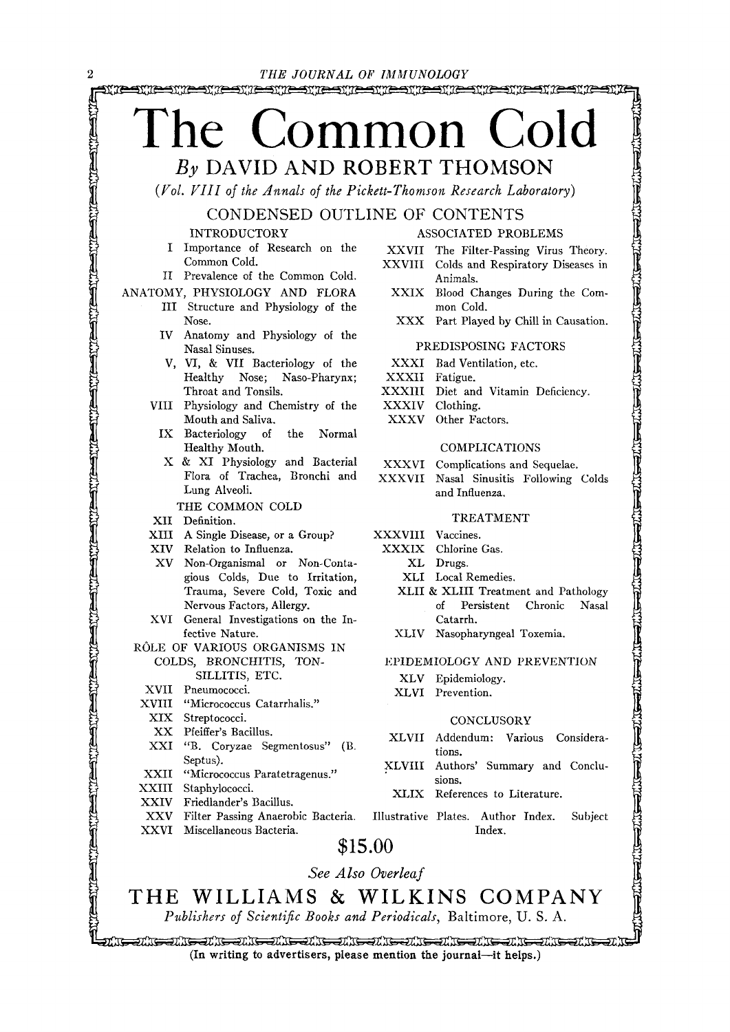# The Common Cold

## *By* DAVID AND ROBERT THOMSON

*(Vol. VIII of the Annals of the Pickett-Thomson Research Laboratory)*

### CONDENSED OUTLINE OF CONTENTS

**INTRODUCTORY**

- I Importance of Research on the Common Cold.
- II Prevalence of the Common Cold.

**ANATOMY, PHYSIOLOGY AND FLORA**

- III Structure and Physiology of the Nose.
- IV Anatomy and Physiology of the Nasal Sinuses.
- V, VI, & VII Bacteriology of the Healthy Nose; Naso-Pharynx; Throat and Tonsils.
- VIII Physiology and Chemistry of the Mouth and Saliva.
- IX Bacteriology of the Normal Healthy Mouth.
- X & XI Physiology and Bacterial Flora of Trachea, Bronchi and Lung Alveoli.

**THE COMMON COLD**

- XII Definition.
- XIII A Single Disease, or a Group?
- XIV Relation to Influenza.
- XV Non-Organismal or Non-Contagious Colds, Due to Irritation, Trauma, Severe Cold, Toxic and Nervous Factors, Allergy.
- XVI General Investigations on the Infective Nature.

**RÔLE OF VARIOUS ORGANISMS IN COLDS, BRONCHITIS, TONSILLITIS, ETC.**

- XVII Pneumococci.
- XVIII "Micrococcus Catarrhalis."
- XIX Streptococci.
- XX Pfeiffer's Bacillus.
- XXI "B. Coryzae Segmentosus" (B. Septus).
- XXII "Micrococcus Paratetragenus."
- XXIII Staphylococci.
- XXIV Friedlander's Bacillus.
- XXV Filter Passing Anaerobic Bacteria.
- XXVI Miscellaneous Bacteria.

**ASSOCIATED PROBLEMS**

- XXVII The Filter-Passing Virus Theory.
- XXVIII Colds and Respiratory Diseases in Animals.
- XXIX Blood Changes During the Common Cold.
- XXX Part Played by Chill in Causation.

**PREDISPOSING FACTORS**

- XXXI Bad Ventilation, etc.
- XXXII Fatigue.
- XXXIII Diet and Vitamin Deficiency.
- XXXIV Clothing.
- XXXV Other Factors.

**COMPLICATIONS**

- XXXVI Complications and Sequelae.
- XXXVII Nasal Sinusitis Following Colds and Influenza.

**TREATMENT**

- XXXVIII Vaccines.
- XXXIX Chlorine Gas.
- XL Drugs.
- XLI Local Remedies.
- XLII & XLIII Treatment and Pathology of Persistent Chronic Nasal Catarrh.
- XLIV Nasopharyngeal Toxemia.

**EPIDEMIOLOGY AND PREVENTION**

- XLV Epidemiology.
- XLVI Prevention.

**CONCLUSORY**

- XLVII Addendum: Various Considerations.
- XLVIII Authors' Summary and Conclusions.
- XLIX References to Literature.

Illustrative Plates. Author Index. Subject Index.

**$15.00**

*See Also Overleaf*

## THE WILLIAMS & WILKINS COMPANY

*Publishers of Scientific Books and Periodicals*, Baltimore, U. S. A.

(In writing to advertisers, please mention the journal—it helps.)